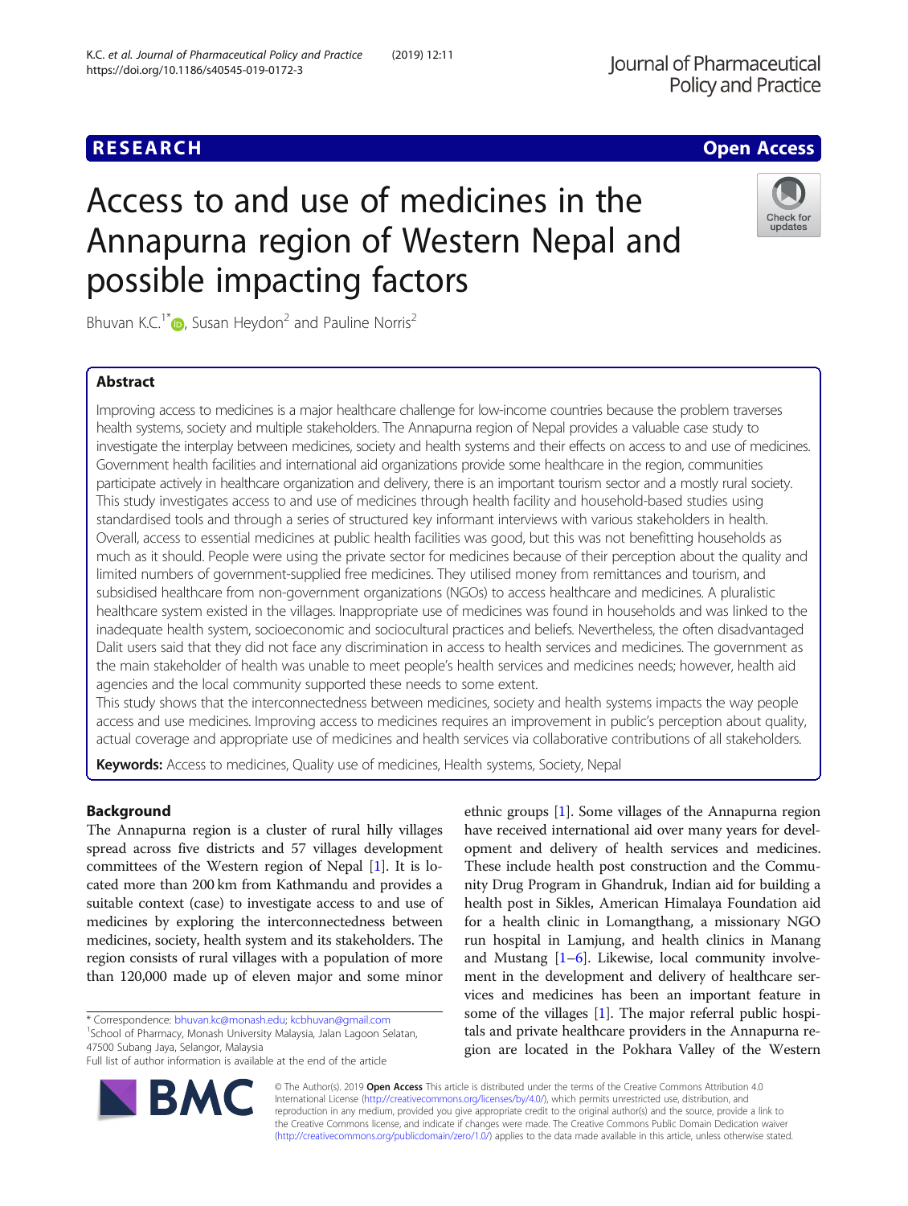**RESEARCH** **Open Access**

# Access to and use of medicines in the Annapurna region of Western Nepal and possible impacting factors

Bhuvan K.C.[1*], Susan Heydon[2] and Pauline Norris[2]

## Abstract

Improving access to medicines is a major healthcare challenge for low-income countries because the problem traverses health systems, society and multiple stakeholders. The Annapurna region of Nepal provides a valuable case study to investigate the interplay between medicines, society and health systems and their effects on access to and use of medicines. Government health facilities and international aid organizations provide some healthcare in the region, communities participate actively in healthcare organization and delivery, there is an important tourism sector and a mostly rural society. This study investigates access to and use of medicines through health facility and household-based studies using standardised tools and through a series of structured key informant interviews with various stakeholders in health. Overall, access to essential medicines at public health facilities was good, but this was not benefitting households as much as it should. People were using the private sector for medicines because of their perception about the quality and limited numbers of government-supplied free medicines. They utilised money from remittances and tourism, and subsidised healthcare from non-government organizations (NGOs) to access healthcare and medicines. A pluralistic healthcare system existed in the villages. Inappropriate use of medicines was found in households and was linked to the inadequate health system, socioeconomic and sociocultural practices and beliefs. Nevertheless, the often disadvantaged Dalit users said that they did not face any discrimination in access to health services and medicines. The government as the main stakeholder of health was unable to meet people's health services and medicines needs; however, health aid agencies and the local community supported these needs to some extent.

This study shows that the interconnectedness between medicines, society and health systems impacts the way people access and use medicines. Improving access to medicines requires an improvement in public's perception about quality, actual coverage and appropriate use of medicines and health services via collaborative contributions of all stakeholders.

**Keywords:** Access to medicines, Quality use of medicines, Health systems, Society, Nepal

## Background

The Annapurna region is a cluster of rural hilly villages spread across five districts and 57 villages development committees of the Western region of Nepal [1]. It is located more than 200 km from Kathmandu and provides a suitable context (case) to investigate access to and use of medicines by exploring the interconnectedness between medicines, society, health system and its stakeholders. The region consists of rural villages with a population of more than 120,000 made up of eleven major and some minor ethnic groups [1]. Some villages of the Annapurna region have received international aid over many years for development and delivery of health services and medicines. These include health post construction and the Community Drug Program in Ghandruk, Indian aid for building a health post in Sikles, American Himalaya Foundation aid for a health clinic in Lomangthang, a missionary NGO run hospital in Lamjung, and health clinics in Manang and Mustang [1–6]. Likewise, local community involvement in the development and delivery of healthcare services and medicines has been an important feature in some of the villages [1]. The major referral public hospitals and private healthcare providers in the Annapurna region are located in the Pokhara Valley of the Western

* Correspondence: bhuvan.kc@monash.edu; kcbhuvan@gmail.com
[1]School of Pharmacy, Monash University Malaysia, Jalan Lagoon Selatan, 47500 Subang Jaya, Selangor, Malaysia
Full list of author information is available at the end of the article

© The Author(s). 2019 **Open Access** This article is distributed under the terms of the Creative Commons Attribution 4.0 International License (http://creativecommons.org/licenses/by/4.0/), which permits unrestricted use, distribution, and reproduction in any medium, provided you give appropriate credit to the original author(s) and the source, provide a link to the Creative Commons license, and indicate if changes were made. The Creative Commons Public Domain Dedication waiver (http://creativecommons.org/publicdomain/zero/1.0/) applies to the data made available in this article, unless otherwise stated.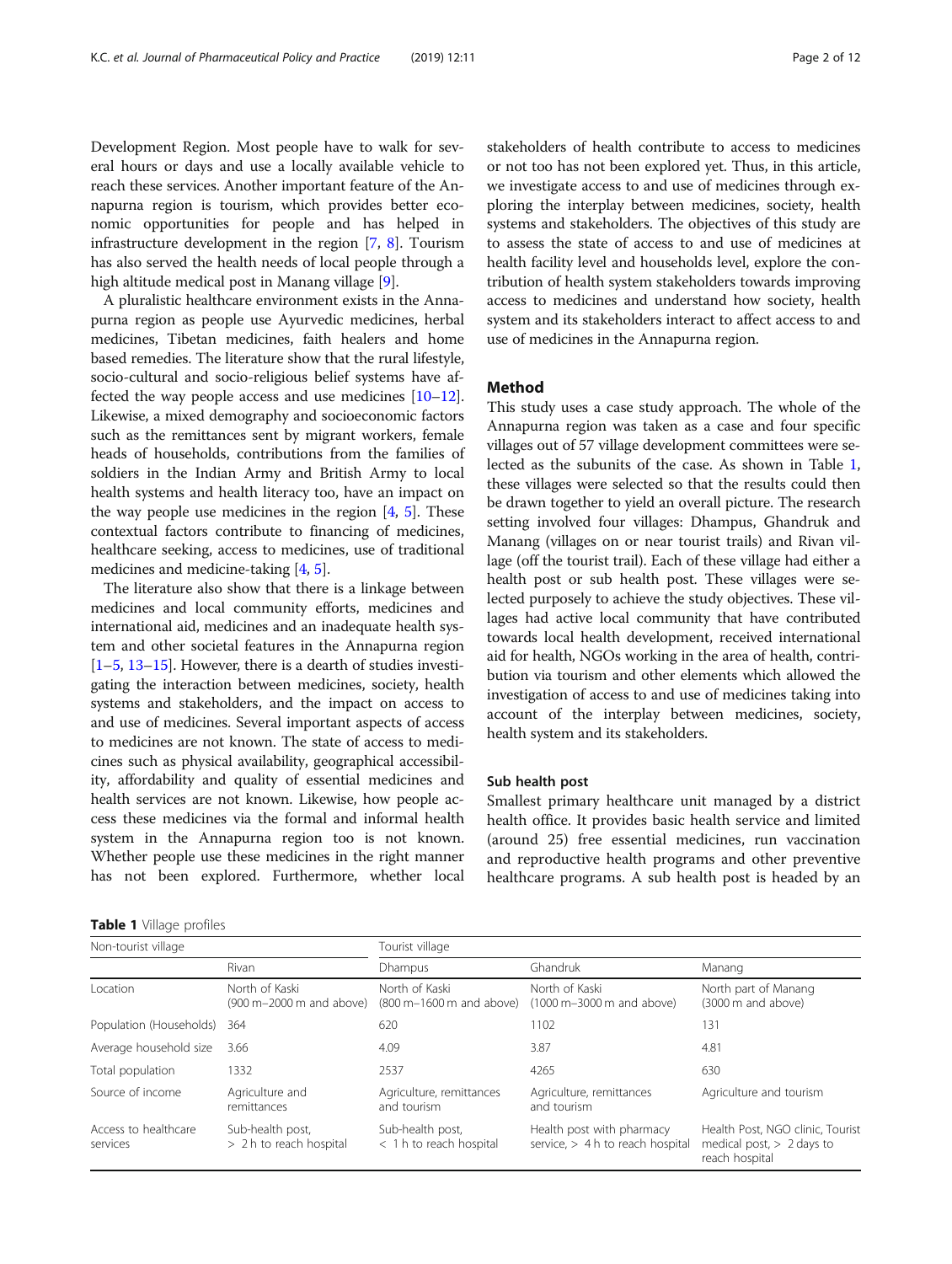Development Region. Most people have to walk for several hours or days and use a locally available vehicle to reach these services. Another important feature of the Annapurna region is tourism, which provides better economic opportunities for people and has helped in infrastructure development in the region [7, 8]. Tourism has also served the health needs of local people through a high altitude medical post in Manang village [9].

A pluralistic healthcare environment exists in the Annapurna region as people use Ayurvedic medicines, herbal medicines, Tibetan medicines, faith healers and home based remedies. The literature show that the rural lifestyle, socio-cultural and socio-religious belief systems have affected the way people access and use medicines [10–12]. Likewise, a mixed demography and socioeconomic factors such as the remittances sent by migrant workers, female heads of households, contributions from the families of soldiers in the Indian Army and British Army to local health systems and health literacy too, have an impact on the way people use medicines in the region [4, 5]. These contextual factors contribute to financing of medicines, healthcare seeking, access to medicines, use of traditional medicines and medicine-taking [4, 5].

The literature also show that there is a linkage between medicines and local community efforts, medicines and international aid, medicines and an inadequate health system and other societal features in the Annapurna region [1–5, 13–15]. However, there is a dearth of studies investigating the interaction between medicines, society, health systems and stakeholders, and the impact on access to and use of medicines. Several important aspects of access to medicines are not known. The state of access to medicines such as physical availability, geographical accessibility, affordability and quality of essential medicines and health services are not known. Likewise, how people access these medicines via the formal and informal health system in the Annapurna region too is not known. Whether people use these medicines in the right manner has not been explored. Furthermore, whether local stakeholders of health contribute to access to medicines or not too has not been explored yet. Thus, in this article, we investigate access to and use of medicines through exploring the interplay between medicines, society, health systems and stakeholders. The objectives of this study are to assess the state of access to and use of medicines at health facility level and households level, explore the contribution of health system stakeholders towards improving access to medicines and understand how society, health system and its stakeholders interact to affect access to and use of medicines in the Annapurna region.

## Method

This study uses a case study approach. The whole of the Annapurna region was taken as a case and four specific villages out of 57 village development committees were selected as the subunits of the case. As shown in Table 1, these villages were selected so that the results could then be drawn together to yield an overall picture. The research setting involved four villages: Dhampus, Ghandruk and Manang (villages on or near tourist trails) and Rivan village (off the tourist trail). Each of these village had either a health post or sub health post. These villages were selected purposely to achieve the study objectives. These villages had active local community that have contributed towards local health development, received international aid for health, NGOs working in the area of health, contribution via tourism and other elements which allowed the investigation of access to and use of medicines taking into account of the interplay between medicines, society, health system and its stakeholders.

### Sub health post

Smallest primary healthcare unit managed by a district health office. It provides basic health service and limited (around 25) free essential medicines, run vaccination and reproductive health programs and other preventive healthcare programs. A sub health post is headed by an

**Table 1** Village profiles

| Non-tourist village | | Tourist village | | |
|---|---|---|---|---|
| | Rivan | Dhampus | Ghandruk | Manang |
| Location | North of Kaski (900 m–2000 m and above) | North of Kaski (800 m–1600 m and above) | North of Kaski (1000 m–3000 m and above) | North part of Manang (3000 m and above) |
| Population (Households) | 364 | 620 | 1102 | 131 |
| Average household size | 3.66 | 4.09 | 3.87 | 4.81 |
| Total population | 1332 | 2537 | 4265 | 630 |
| Source of income | Agriculture and remittances | Agriculture, remittances and tourism | Agriculture, remittances and tourism | Agriculture and tourism |
| Access to healthcare services | Sub-health post, > 2 h to reach hospital | Sub-health post, < 1 h to reach hospital | Health post with pharmacy service, > 4 h to reach hospital | Health Post, NGO clinic, Tourist medical post, > 2 days to reach hospital |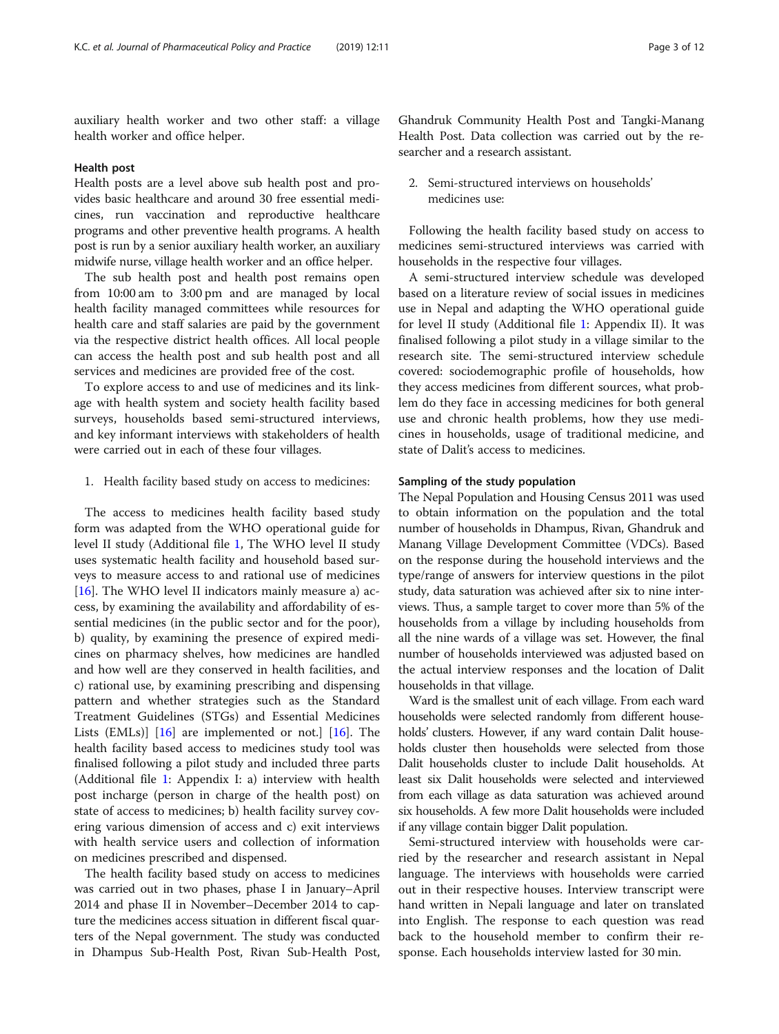auxiliary health worker and two other staff: a village health worker and office helper.

#### Health post

Health posts are a level above sub health post and provides basic healthcare and around 30 free essential medicines, run vaccination and reproductive healthcare programs and other preventive health programs. A health post is run by a senior auxiliary health worker, an auxiliary midwife nurse, village health worker and an office helper.

The sub health post and health post remains open from 10:00 am to 3:00 pm and are managed by local health facility managed committees while resources for health care and staff salaries are paid by the government via the respective district health offices. All local people can access the health post and sub health post and all services and medicines are provided free of the cost.

To explore access to and use of medicines and its linkage with health system and society health facility based surveys, households based semi-structured interviews, and key informant interviews with stakeholders of health were carried out in each of these four villages.

1. Health facility based study on access to medicines:

The access to medicines health facility based study form was adapted from the WHO operational guide for level II study (Additional file 1, The WHO level II study uses systematic health facility and household based surveys to measure access to and rational use of medicines [16]. The WHO level II indicators mainly measure a) access, by examining the availability and affordability of essential medicines (in the public sector and for the poor), b) quality, by examining the presence of expired medicines on pharmacy shelves, how medicines are handled and how well are they conserved in health facilities, and c) rational use, by examining prescribing and dispensing pattern and whether strategies such as the Standard Treatment Guidelines (STGs) and Essential Medicines Lists (EMLs)] [16] are implemented or not.] [16]. The health facility based access to medicines study tool was finalised following a pilot study and included three parts (Additional file 1: Appendix I: a) interview with health post incharge (person in charge of the health post) on state of access to medicines; b) health facility survey covering various dimension of access and c) exit interviews with health service users and collection of information on medicines prescribed and dispensed.

The health facility based study on access to medicines was carried out in two phases, phase I in January–April 2014 and phase II in November–December 2014 to capture the medicines access situation in different fiscal quarters of the Nepal government. The study was conducted in Dhampus Sub-Health Post, Rivan Sub-Health Post, Ghandruk Community Health Post and Tangki-Manang Health Post. Data collection was carried out by the researcher and a research assistant.

2. Semi-structured interviews on households' medicines use:

Following the health facility based study on access to medicines semi-structured interviews was carried with households in the respective four villages.

A semi-structured interview schedule was developed based on a literature review of social issues in medicines use in Nepal and adapting the WHO operational guide for level II study (Additional file 1: Appendix II). It was finalised following a pilot study in a village similar to the research site. The semi-structured interview schedule covered: sociodemographic profile of households, how they access medicines from different sources, what problem do they face in accessing medicines for both general use and chronic health problems, how they use medicines in households, usage of traditional medicine, and state of Dalit's access to medicines.

#### Sampling of the study population

The Nepal Population and Housing Census 2011 was used to obtain information on the population and the total number of households in Dhampus, Rivan, Ghandruk and Manang Village Development Committee (VDCs). Based on the response during the household interviews and the type/range of answers for interview questions in the pilot study, data saturation was achieved after six to nine interviews. Thus, a sample target to cover more than 5% of the households from a village by including households from all the nine wards of a village was set. However, the final number of households interviewed was adjusted based on the actual interview responses and the location of Dalit households in that village.

Ward is the smallest unit of each village. From each ward households were selected randomly from different households' clusters. However, if any ward contain Dalit households cluster then households were selected from those Dalit households cluster to include Dalit households. At least six Dalit households were selected and interviewed from each village as data saturation was achieved around six households. A few more Dalit households were included if any village contain bigger Dalit population.

Semi-structured interview with households were carried by the researcher and research assistant in Nepal language. The interviews with households were carried out in their respective houses. Interview transcript were hand written in Nepali language and later on translated into English. The response to each question was read back to the household member to confirm their response. Each households interview lasted for 30 min.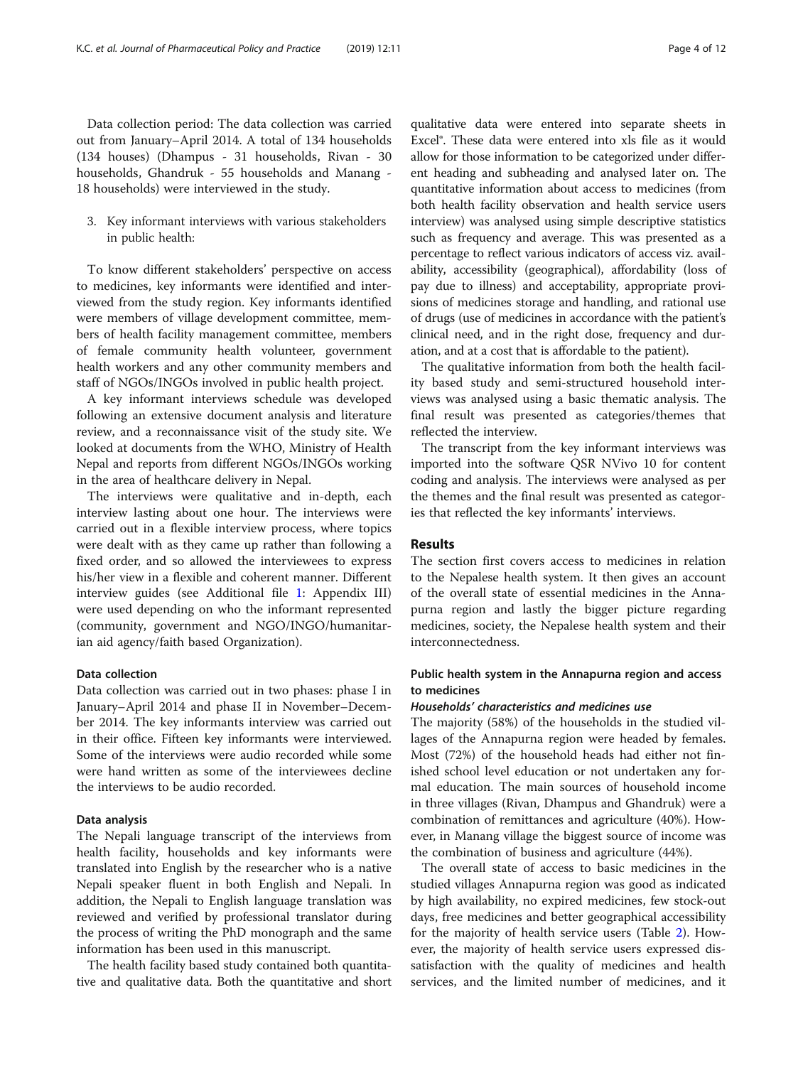Data collection period: The data collection was carried out from January–April 2014. A total of 134 households (134 houses) (Dhampus - 31 households, Rivan - 30 households, Ghandruk - 55 households and Manang - 18 households) were interviewed in the study.

3. Key informant interviews with various stakeholders in public health:

To know different stakeholders' perspective on access to medicines, key informants were identified and interviewed from the study region. Key informants identified were members of village development committee, members of health facility management committee, members of female community health volunteer, government health workers and any other community members and staff of NGOs/INGOs involved in public health project.

A key informant interviews schedule was developed following an extensive document analysis and literature review, and a reconnaissance visit of the study site. We looked at documents from the WHO, Ministry of Health Nepal and reports from different NGOs/INGOs working in the area of healthcare delivery in Nepal.

The interviews were qualitative and in-depth, each interview lasting about one hour. The interviews were carried out in a flexible interview process, where topics were dealt with as they came up rather than following a fixed order, and so allowed the interviewees to express his/her view in a flexible and coherent manner. Different interview guides (see Additional file 1: Appendix III) were used depending on who the informant represented (community, government and NGO/INGO/humanitarian aid agency/faith based Organization).

#### Data collection

Data collection was carried out in two phases: phase I in January–April 2014 and phase II in November–December 2014. The key informants interview was carried out in their office. Fifteen key informants were interviewed. Some of the interviews were audio recorded while some were hand written as some of the interviewees decline the interviews to be audio recorded.

#### Data analysis

The Nepali language transcript of the interviews from health facility, households and key informants were translated into English by the researcher who is a native Nepali speaker fluent in both English and Nepali. In addition, the Nepali to English language translation was reviewed and verified by professional translator during the process of writing the PhD monograph and the same information has been used in this manuscript.

The health facility based study contained both quantitative and qualitative data. Both the quantitative and short qualitative data were entered into separate sheets in Excel®. These data were entered into xls file as it would allow for those information to be categorized under different heading and subheading and analysed later on. The quantitative information about access to medicines (from both health facility observation and health service users interview) was analysed using simple descriptive statistics such as frequency and average. This was presented as a percentage to reflect various indicators of access viz. availability, accessibility (geographical), affordability (loss of pay due to illness) and acceptability, appropriate provisions of medicines storage and handling, and rational use of drugs (use of medicines in accordance with the patient's clinical need, and in the right dose, frequency and duration, and at a cost that is affordable to the patient).

The qualitative information from both the health facility based study and semi-structured household interviews was analysed using a basic thematic analysis. The final result was presented as categories/themes that reflected the interview.

The transcript from the key informant interviews was imported into the software QSR NVivo 10 for content coding and analysis. The interviews were analysed as per the themes and the final result was presented as categories that reflected the key informants' interviews.

## Results

The section first covers access to medicines in relation to the Nepalese health system. It then gives an account of the overall state of essential medicines in the Annapurna region and lastly the bigger picture regarding medicines, society, the Nepalese health system and their interconnectedness.

### Public health system in the Annapurna region and access to medicines

#### *Households' characteristics and medicines use*

The majority (58%) of the households in the studied villages of the Annapurna region were headed by females. Most (72%) of the household heads had either not finished school level education or not undertaken any formal education. The main sources of household income in three villages (Rivan, Dhampus and Ghandruk) were a combination of remittances and agriculture (40%). However, in Manang village the biggest source of income was the combination of business and agriculture (44%).

The overall state of access to basic medicines in the studied villages Annapurna region was good as indicated by high availability, no expired medicines, few stock-out days, free medicines and better geographical accessibility for the majority of health service users (Table 2). However, the majority of health service users expressed dissatisfaction with the quality of medicines and health services, and the limited number of medicines, and it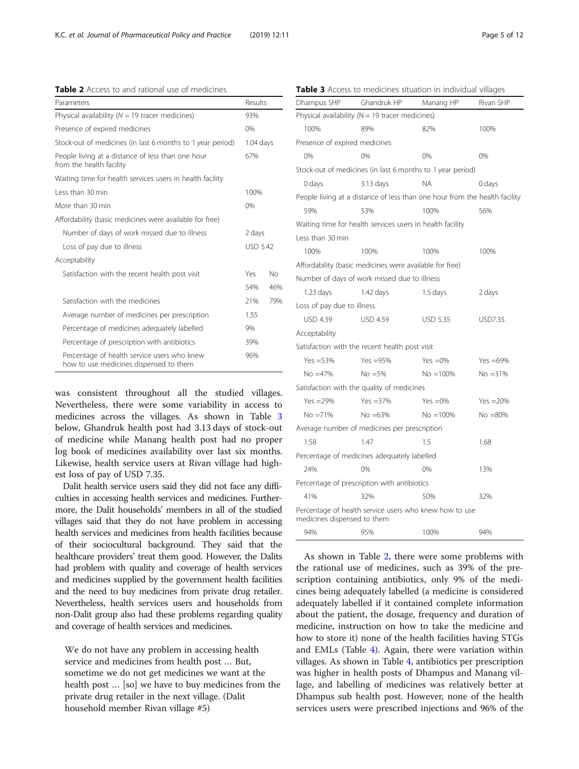**Table 2** Access to and rational use of medicines

| Parameters | Results | |
|---|---|---|
| Physical availability (*N* = 19 tracer medicines) | 93% | |
| Presence of expired medicines | 0% | |
| Stock-out of medicines (in last 6 months to 1 year period) | 1.04 days | |
| People living at a distance of less than one hour from the health facility | 67% | |
| Waiting time for health services users in health facility | | |
| Less than 30 min | 100% | |
| More than 30 min | 0% | |
| Affordability (basic medicines were available for free) | | |
| Number of days of work missed due to illness | 2 days | |
| Loss of pay due to illness | USD 5.42 | |
| Acceptability | | |
| Satisfaction with the recent health post visit | Yes | No |
| | 54% | 46% |
| Satisfaction with the medicines | 21% | 79% |
| Average number of medicines per prescription | 1.55 | |
| Percentage of medicines adequately labelled | 9% | |
| Percentage of prescription with antibiotics | 39% | |
| Percentage of health service users who knew how to use medicines dispensed to them | 96% | |

was consistent throughout all the studied villages. Nevertheless, there were some variability in access to medicines across the villages. As shown in Table 3 below, Ghandruk health post had 3.13 days of stock-out of medicine while Manang health post had no proper log book of medicines availability over last six months. Likewise, health service users at Rivan village had highest loss of pay of USD 7.35.

Dalit health service users said they did not face any difficulties in accessing health services and medicines. Furthermore, the Dalit households' members in all of the studied villages said that they do not have problem in accessing health services and medicines from health facilities because of their sociocultural background. They said that the healthcare providers' treat them good. However, the Dalits had problem with quality and coverage of health services and medicines supplied by the government health facilities and the need to buy medicines from private drug retailer. Nevertheless, health services users and households from non-Dalit group also had these problems regarding quality and coverage of health services and medicines.

> We do not have any problem in accessing health service and medicines from health post … But, sometime we do not get medicines we want at the health post … [so] we have to buy medicines from the private drug retailer in the next village. (Dalit household member Rivan village #5)

**Table 3** Access to medicines situation in individual villages

| Dhampus SHP | Ghandruk HP | Manang HP | Rivan SHP |
|---|---|---|---|
| Physical availability (N = 19 tracer medicines) | | | |
| 100% | 89% | 82% | 100% |
| Presence of expired medicines | | | |
| 0% | 0% | 0% | 0% |
| Stock-out of medicines (in last 6 months to 1 year period) | | | |
| 0 days | 3.13 days | NA | 0 days |
| People living at a distance of less than one hour from the health facility | | | |
| 59% | 53% | 100% | 56% |
| Waiting time for health services users in health facility | | | |
| Less than 30 min | | | |
| 100% | 100% | 100% | 100% |
| Affordability (basic medicines were available for free) | | | |
| Number of days of work missed due to illness | | | |
| 1.23 days | 1.42 days | 1.5 days | 2 days |
| Loss of pay due to illness | | | |
| USD 4.39 | USD 4.59 | USD 5.35 | USD7.35 |
| Acceptability | | | |
| Satisfaction with the recent health post visit | | | |
| Yes =53% | Yes =95% | Yes =0% | Yes =69% |
| No =47% | No =5% | No =100% | No =31% |
| Satisfaction with the quality of medicines | | | |
| Yes =29% | Yes =37% | Yes =0% | Yes =20% |
| No =71% | No =63% | No =100% | No =80% |
| Average number of medicines per prescription | | | |
| 1.58 | 1.47 | 1.5 | 1.68 |
| Percentage of medicines adequately labelled | | | |
| 24% | 0% | 0% | 13% |
| Percentage of prescription with antibiotics | | | |
| 41% | 32% | 50% | 32% |
| Percentage of health service users who knew how to use medicines dispensed to them | | | |
| 94% | 95% | 100% | 94% |

As shown in Table 2, there were some problems with the rational use of medicines, such as 39% of the prescription containing antibiotics, only 9% of the medicines being adequately labelled (a medicine is considered adequately labelled if it contained complete information about the patient, the dosage, frequency and duration of medicine, instruction on how to take the medicine and how to store it) none of the health facilities having STGs and EMLs (Table 4). Again, there were variation within villages. As shown in Table 4, antibiotics per prescription was higher in health posts of Dhampus and Manang village, and labelling of medicines was relatively better at Dhampus sub health post. However, none of the health services users were prescribed injections and 96% of the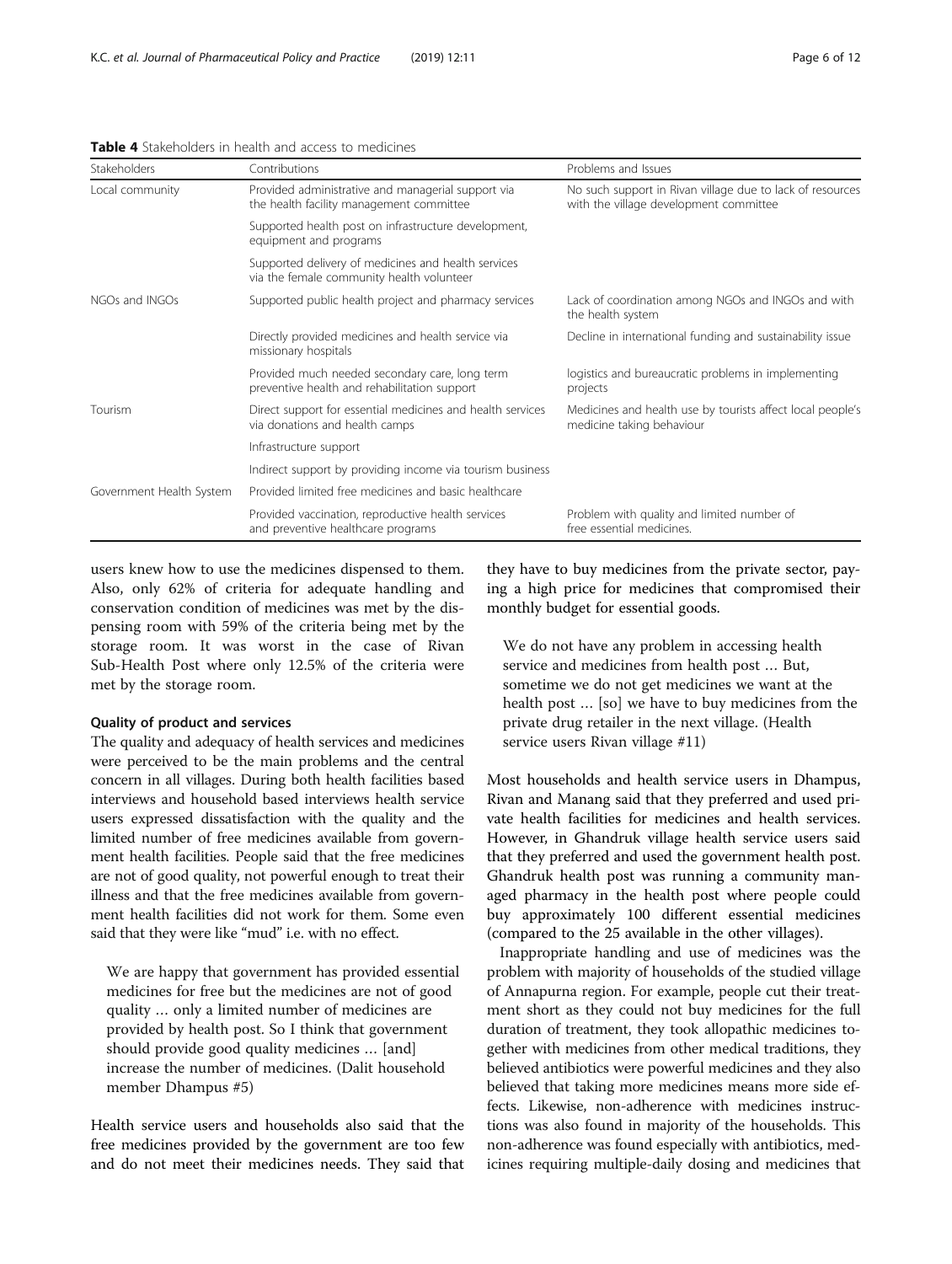**Table 4** Stakeholders in health and access to medicines

| Stakeholders | Contributions | Problems and Issues |
|---|---|---|
| Local community | Provided administrative and managerial support via the health facility management committee | No such support in Rivan village due to lack of resources with the village development committee |
| | Supported health post on infrastructure development, equipment and programs | |
| | Supported delivery of medicines and health services via the female community health volunteer | |
| NGOs and INGOs | Supported public health project and pharmacy services | Lack of coordination among NGOs and INGOs and with the health system |
| | Directly provided medicines and health service via missionary hospitals | Decline in international funding and sustainability issue |
| | Provided much needed secondary care, long term preventive health and rehabilitation support | logistics and bureaucratic problems in implementing projects |
| Tourism | Direct support for essential medicines and health services via donations and health camps | Medicines and health use by tourists affect local people's medicine taking behaviour |
| | Infrastructure support | |
| | Indirect support by providing income via tourism business | |
| Government Health System | Provided limited free medicines and basic healthcare | |
| | Provided vaccination, reproductive health services and preventive healthcare programs | Problem with quality and limited number of free essential medicines. |

users knew how to use the medicines dispensed to them. Also, only 62% of criteria for adequate handling and conservation condition of medicines was met by the dispensing room with 59% of the criteria being met by the storage room. It was worst in the case of Rivan Sub-Health Post where only 12.5% of the criteria were met by the storage room.

### Quality of product and services

The quality and adequacy of health services and medicines were perceived to be the main problems and the central concern in all villages. During both health facilities based interviews and household based interviews health service users expressed dissatisfaction with the quality and the limited number of free medicines available from government health facilities. People said that the free medicines are not of good quality, not powerful enough to treat their illness and that the free medicines available from government health facilities did not work for them. Some even said that they were like "mud" i.e. with no effect.

> We are happy that government has provided essential medicines for free but the medicines are not of good quality … only a limited number of medicines are provided by health post. So I think that government should provide good quality medicines … [and] increase the number of medicines. (Dalit household member Dhampus #5)

Health service users and households also said that the free medicines provided by the government are too few and do not meet their medicines needs. They said that they have to buy medicines from the private sector, paying a high price for medicines that compromised their monthly budget for essential goods.

> We do not have any problem in accessing health service and medicines from health post … But, sometime we do not get medicines we want at the health post … [so] we have to buy medicines from the private drug retailer in the next village. (Health service users Rivan village #11)

Most households and health service users in Dhampus, Rivan and Manang said that they preferred and used private health facilities for medicines and health services. However, in Ghandruk village health service users said that they preferred and used the government health post. Ghandruk health post was running a community managed pharmacy in the health post where people could buy approximately 100 different essential medicines (compared to the 25 available in the other villages).

Inappropriate handling and use of medicines was the problem with majority of households of the studied village of Annapurna region. For example, people cut their treatment short as they could not buy medicines for the full duration of treatment, they took allopathic medicines together with medicines from other medical traditions, they believed antibiotics were powerful medicines and they also believed that taking more medicines means more side effects. Likewise, non-adherence with medicines instructions was also found in majority of the households. This non-adherence was found especially with antibiotics, medicines requiring multiple-daily dosing and medicines that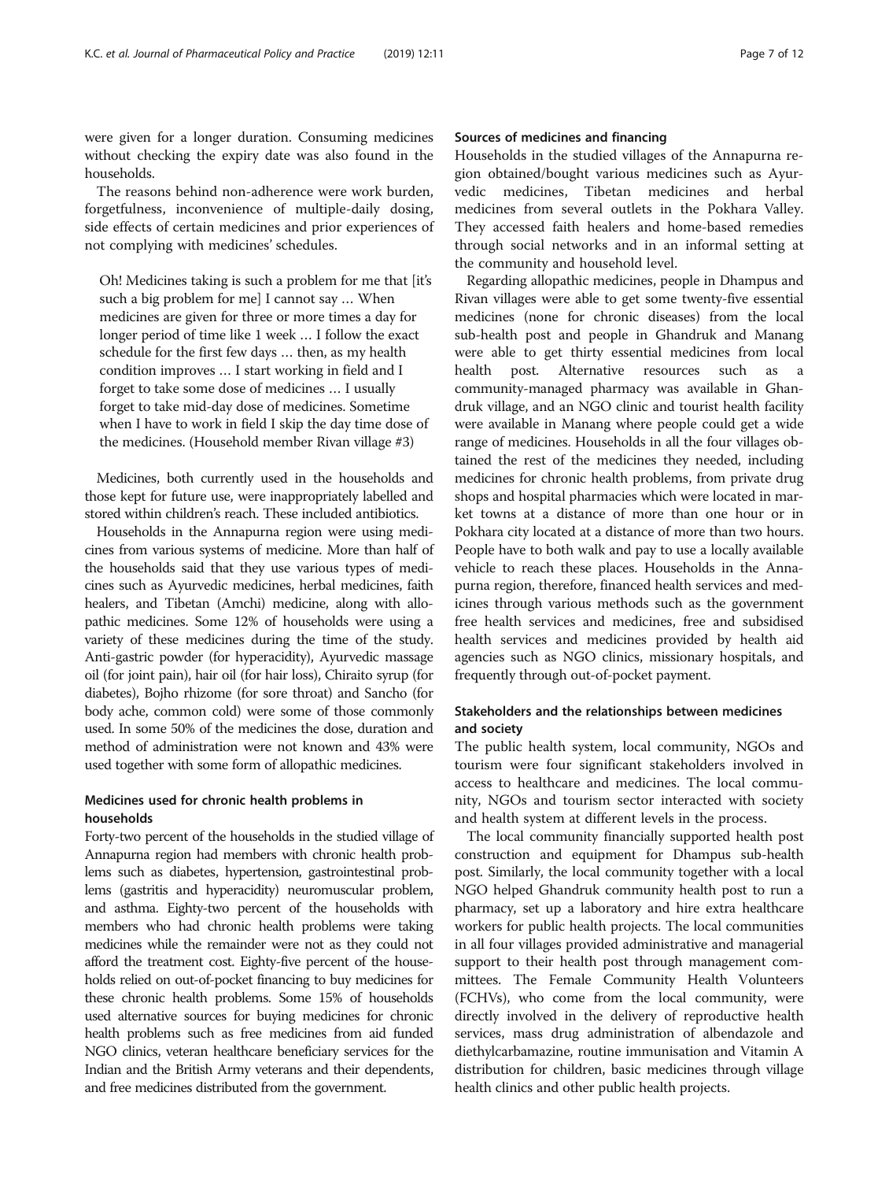were given for a longer duration. Consuming medicines without checking the expiry date was also found in the households.

The reasons behind non-adherence were work burden, forgetfulness, inconvenience of multiple-daily dosing, side effects of certain medicines and prior experiences of not complying with medicines' schedules.

> Oh! Medicines taking is such a problem for me that [it's such a big problem for me] I cannot say … When medicines are given for three or more times a day for longer period of time like 1 week … I follow the exact schedule for the first few days … then, as my health condition improves … I start working in field and I forget to take some dose of medicines … I usually forget to take mid-day dose of medicines. Sometime when I have to work in field I skip the day time dose of the medicines. (Household member Rivan village #3)

Medicines, both currently used in the households and those kept for future use, were inappropriately labelled and stored within children's reach. These included antibiotics.

Households in the Annapurna region were using medicines from various systems of medicine. More than half of the households said that they use various types of medicines such as Ayurvedic medicines, herbal medicines, faith healers, and Tibetan (Amchi) medicine, along with allopathic medicines. Some 12% of households were using a variety of these medicines during the time of the study. Anti-gastric powder (for hyperacidity), Ayurvedic massage oil (for joint pain), hair oil (for hair loss), Chiraito syrup (for diabetes), Bojho rhizome (for sore throat) and Sancho (for body ache, common cold) were some of those commonly used. In some 50% of the medicines the dose, duration and method of administration were not known and 43% were used together with some form of allopathic medicines.

### Medicines used for chronic health problems in households

Forty-two percent of the households in the studied village of Annapurna region had members with chronic health problems such as diabetes, hypertension, gastrointestinal problems (gastritis and hyperacidity) neuromuscular problem, and asthma. Eighty-two percent of the households with members who had chronic health problems were taking medicines while the remainder were not as they could not afford the treatment cost. Eighty-five percent of the households relied on out-of-pocket financing to buy medicines for these chronic health problems. Some 15% of households used alternative sources for buying medicines for chronic health problems such as free medicines from aid funded NGO clinics, veteran healthcare beneficiary services for the Indian and the British Army veterans and their dependents, and free medicines distributed from the government.

### Sources of medicines and financing

Households in the studied villages of the Annapurna region obtained/bought various medicines such as Ayurvedic medicines, Tibetan medicines and herbal medicines from several outlets in the Pokhara Valley. They accessed faith healers and home-based remedies through social networks and in an informal setting at the community and household level.

Regarding allopathic medicines, people in Dhampus and Rivan villages were able to get some twenty-five essential medicines (none for chronic diseases) from the local sub-health post and people in Ghandruk and Manang were able to get thirty essential medicines from local health post. Alternative resources such as a community-managed pharmacy was available in Ghandruk village, and an NGO clinic and tourist health facility were available in Manang where people could get a wide range of medicines. Households in all the four villages obtained the rest of the medicines they needed, including medicines for chronic health problems, from private drug shops and hospital pharmacies which were located in market towns at a distance of more than one hour or in Pokhara city located at a distance of more than two hours. People have to both walk and pay to use a locally available vehicle to reach these places. Households in the Annapurna region, therefore, financed health services and medicines through various methods such as the government free health services and medicines, free and subsidised health services and medicines provided by health aid agencies such as NGO clinics, missionary hospitals, and frequently through out-of-pocket payment.

### Stakeholders and the relationships between medicines and society

The public health system, local community, NGOs and tourism were four significant stakeholders involved in access to healthcare and medicines. The local community, NGOs and tourism sector interacted with society and health system at different levels in the process.

The local community financially supported health post construction and equipment for Dhampus sub-health post. Similarly, the local community together with a local NGO helped Ghandruk community health post to run a pharmacy, set up a laboratory and hire extra healthcare workers for public health projects. The local communities in all four villages provided administrative and managerial support to their health post through management committees. The Female Community Health Volunteers (FCHVs), who come from the local community, were directly involved in the delivery of reproductive health services, mass drug administration of albendazole and diethylcarbamazine, routine immunisation and Vitamin A distribution for children, basic medicines through village health clinics and other public health projects.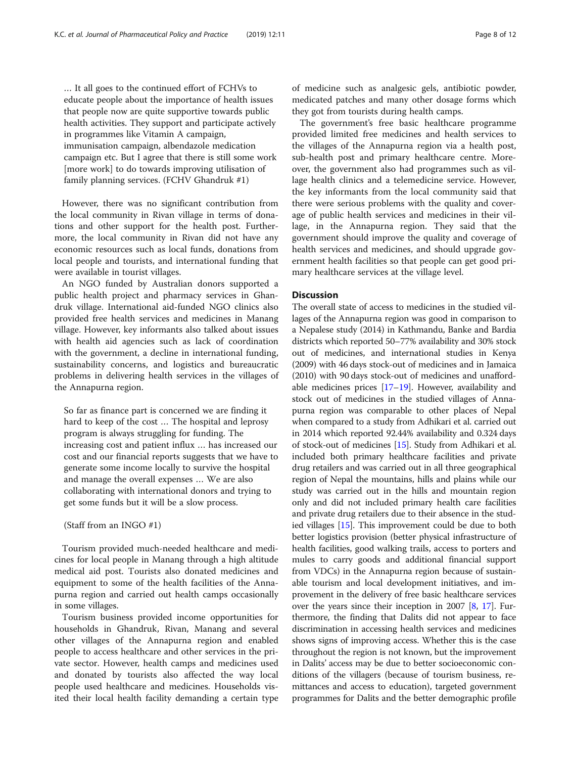> … It all goes to the continued effort of FCHVs to educate people about the importance of health issues that people now are quite supportive towards public health activities. They support and participate actively in programmes like Vitamin A campaign, immunisation campaign, albendazole medication campaign etc. But I agree that there is still some work [more work] to do towards improving utilisation of family planning services. (FCHV Ghandruk #1)

However, there was no significant contribution from the local community in Rivan village in terms of donations and other support for the health post. Furthermore, the local community in Rivan did not have any economic resources such as local funds, donations from local people and tourists, and international funding that were available in tourist villages.

An NGO funded by Australian donors supported a public health project and pharmacy services in Ghandruk village. International aid-funded NGO clinics also provided free health services and medicines in Manang village. However, key informants also talked about issues with health aid agencies such as lack of coordination with the government, a decline in international funding, sustainability concerns, and logistics and bureaucratic problems in delivering health services in the villages of the Annapurna region.

> So far as finance part is concerned we are finding it hard to keep of the cost … The hospital and leprosy program is always struggling for funding. The increasing cost and patient influx … has increased our cost and our financial reports suggests that we have to generate some income locally to survive the hospital and manage the overall expenses … We are also collaborating with international donors and trying to get some funds but it will be a slow process.
>
> (Staff from an INGO #1)

Tourism provided much-needed healthcare and medicines for local people in Manang through a high altitude medical aid post. Tourists also donated medicines and equipment to some of the health facilities of the Annapurna region and carried out health camps occasionally in some villages.

Tourism business provided income opportunities for households in Ghandruk, Rivan, Manang and several other villages of the Annapurna region and enabled people to access healthcare and other services in the private sector. However, health camps and medicines used and donated by tourists also affected the way local people used healthcare and medicines. Households visited their local health facility demanding a certain type of medicine such as analgesic gels, antibiotic powder, medicated patches and many other dosage forms which they got from tourists during health camps.

The government's free basic healthcare programme provided limited free medicines and health services to the villages of the Annapurna region via a health post, sub-health post and primary healthcare centre. Moreover, the government also had programmes such as village health clinics and a telemedicine service. However, the key informants from the local community said that there were serious problems with the quality and coverage of public health services and medicines in their village, in the Annapurna region. They said that the government should improve the quality and coverage of health services and medicines, and should upgrade government health facilities so that people can get good primary healthcare services at the village level.

## Discussion

The overall state of access to medicines in the studied villages of the Annapurna region was good in comparison to a Nepalese study (2014) in Kathmandu, Banke and Bardia districts which reported 50–77% availability and 30% stock out of medicines, and international studies in Kenya (2009) with 46 days stock-out of medicines and in Jamaica (2010) with 90 days stock-out of medicines and unaffordable medicines prices [17–19]. However, availability and stock out of medicines in the studied villages of Annapurna region was comparable to other places of Nepal when compared to a study from Adhikari et al. carried out in 2014 which reported 92.44% availability and 0.324 days of stock-out of medicines [15]. Study from Adhikari et al. included both primary healthcare facilities and private drug retailers and was carried out in all three geographical region of Nepal the mountains, hills and plains while our study was carried out in the hills and mountain region only and did not included primary health care facilities and private drug retailers due to their absence in the studied villages [15]. This improvement could be due to both better logistics provision (better physical infrastructure of health facilities, good walking trails, access to porters and mules to carry goods and additional financial support from VDCs) in the Annapurna region because of sustainable tourism and local development initiatives, and improvement in the delivery of free basic healthcare services over the years since their inception in 2007 [8, 17]. Furthermore, the finding that Dalits did not appear to face discrimination in accessing health services and medicines shows signs of improving access. Whether this is the case throughout the region is not known, but the improvement in Dalits' access may be due to better socioeconomic conditions of the villagers (because of tourism business, remittances and access to education), targeted government programmes for Dalits and the better demographic profile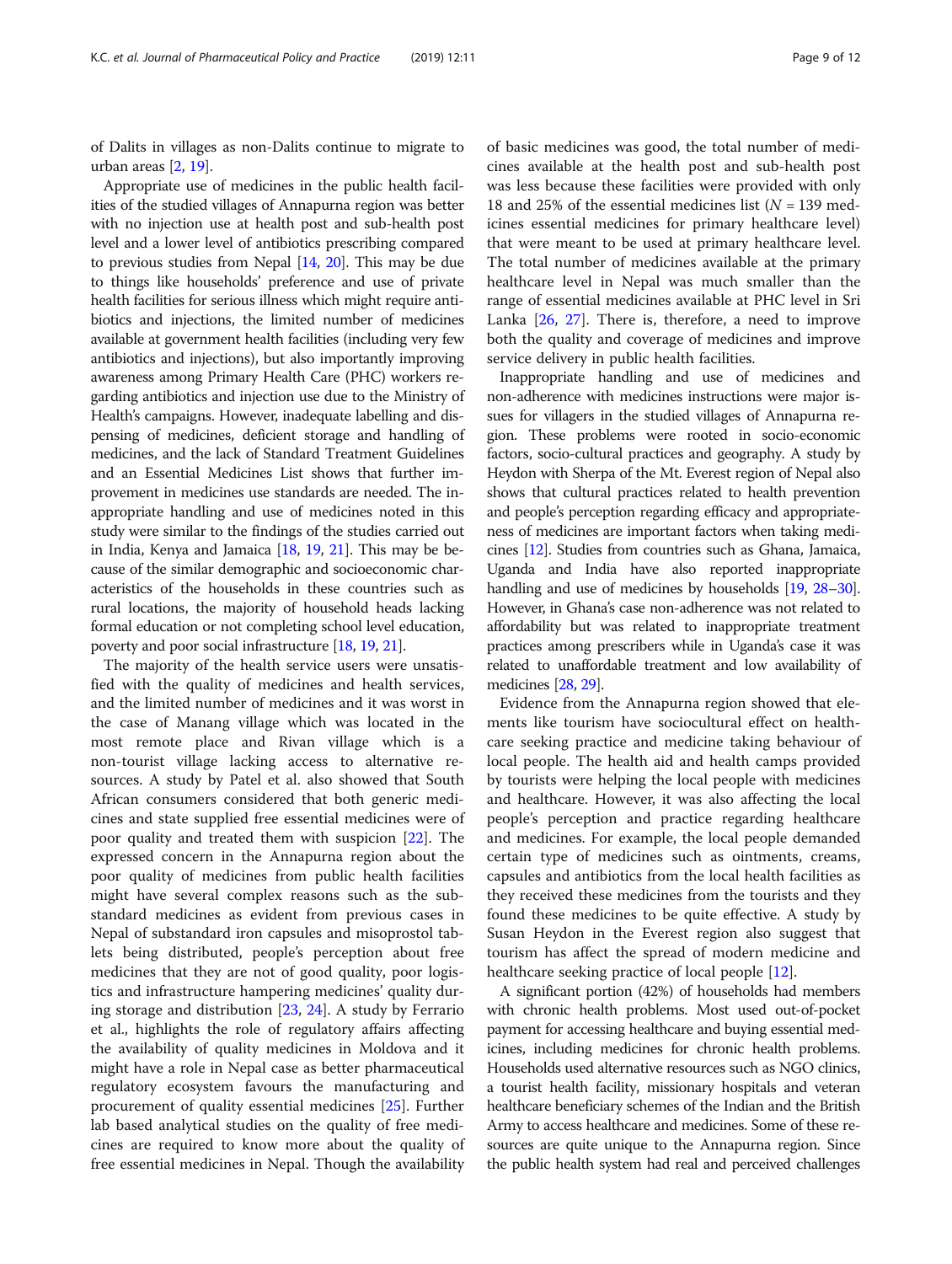of Dalits in villages as non-Dalits continue to migrate to urban areas [2, 19].

Appropriate use of medicines in the public health facilities of the studied villages of Annapurna region was better with no injection use at health post and sub-health post level and a lower level of antibiotics prescribing compared to previous studies from Nepal [14, 20]. This may be due to things like households' preference and use of private health facilities for serious illness which might require antibiotics and injections, the limited number of medicines available at government health facilities (including very few antibiotics and injections), but also importantly improving awareness among Primary Health Care (PHC) workers regarding antibiotics and injection use due to the Ministry of Health's campaigns. However, inadequate labelling and dispensing of medicines, deficient storage and handling of medicines, and the lack of Standard Treatment Guidelines and an Essential Medicines List shows that further improvement in medicines use standards are needed. The inappropriate handling and use of medicines noted in this study were similar to the findings of the studies carried out in India, Kenya and Jamaica [18, 19, 21]. This may be because of the similar demographic and socioeconomic characteristics of the households in these countries such as rural locations, the majority of household heads lacking formal education or not completing school level education, poverty and poor social infrastructure [18, 19, 21].

The majority of the health service users were unsatisfied with the quality of medicines and health services, and the limited number of medicines and it was worst in the case of Manang village which was located in the most remote place and Rivan village which is a non-tourist village lacking access to alternative resources. A study by Patel et al. also showed that South African consumers considered that both generic medicines and state supplied free essential medicines were of poor quality and treated them with suspicion [22]. The expressed concern in the Annapurna region about the poor quality of medicines from public health facilities might have several complex reasons such as the substandard medicines as evident from previous cases in Nepal of substandard iron capsules and misoprostol tablets being distributed, people's perception about free medicines that they are not of good quality, poor logistics and infrastructure hampering medicines' quality during storage and distribution [23, 24]. A study by Ferrario et al., highlights the role of regulatory affairs affecting the availability of quality medicines in Moldova and it might have a role in Nepal case as better pharmaceutical regulatory ecosystem favours the manufacturing and procurement of quality essential medicines [25]. Further lab based analytical studies on the quality of free medicines are required to know more about the quality of free essential medicines in Nepal. Though the availability of basic medicines was good, the total number of medicines available at the health post and sub-health post was less because these facilities were provided with only 18 and 25% of the essential medicines list ($N = 139$ medicines essential medicines for primary healthcare level) that were meant to be used at primary healthcare level. The total number of medicines available at the primary healthcare level in Nepal was much smaller than the range of essential medicines available at PHC level in Sri Lanka [26, 27]. There is, therefore, a need to improve both the quality and coverage of medicines and improve service delivery in public health facilities.

Inappropriate handling and use of medicines and non-adherence with medicines instructions were major issues for villagers in the studied villages of Annapurna region. These problems were rooted in socio-economic factors, socio-cultural practices and geography. A study by Heydon with Sherpa of the Mt. Everest region of Nepal also shows that cultural practices related to health prevention and people's perception regarding efficacy and appropriateness of medicines are important factors when taking medicines [12]. Studies from countries such as Ghana, Jamaica, Uganda and India have also reported inappropriate handling and use of medicines by households [19, 28–30]. However, in Ghana's case non-adherence was not related to affordability but was related to inappropriate treatment practices among prescribers while in Uganda's case it was related to unaffordable treatment and low availability of medicines [28, 29].

Evidence from the Annapurna region showed that elements like tourism have sociocultural effect on healthcare seeking practice and medicine taking behaviour of local people. The health aid and health camps provided by tourists were helping the local people with medicines and healthcare. However, it was also affecting the local people's perception and practice regarding healthcare and medicines. For example, the local people demanded certain type of medicines such as ointments, creams, capsules and antibiotics from the local health facilities as they received these medicines from the tourists and they found these medicines to be quite effective. A study by Susan Heydon in the Everest region also suggest that tourism has affect the spread of modern medicine and healthcare seeking practice of local people [12].

A significant portion (42%) of households had members with chronic health problems. Most used out-of-pocket payment for accessing healthcare and buying essential medicines, including medicines for chronic health problems. Households used alternative resources such as NGO clinics, a tourist health facility, missionary hospitals and veteran healthcare beneficiary schemes of the Indian and the British Army to access healthcare and medicines. Some of these resources are quite unique to the Annapurna region. Since the public health system had real and perceived challenges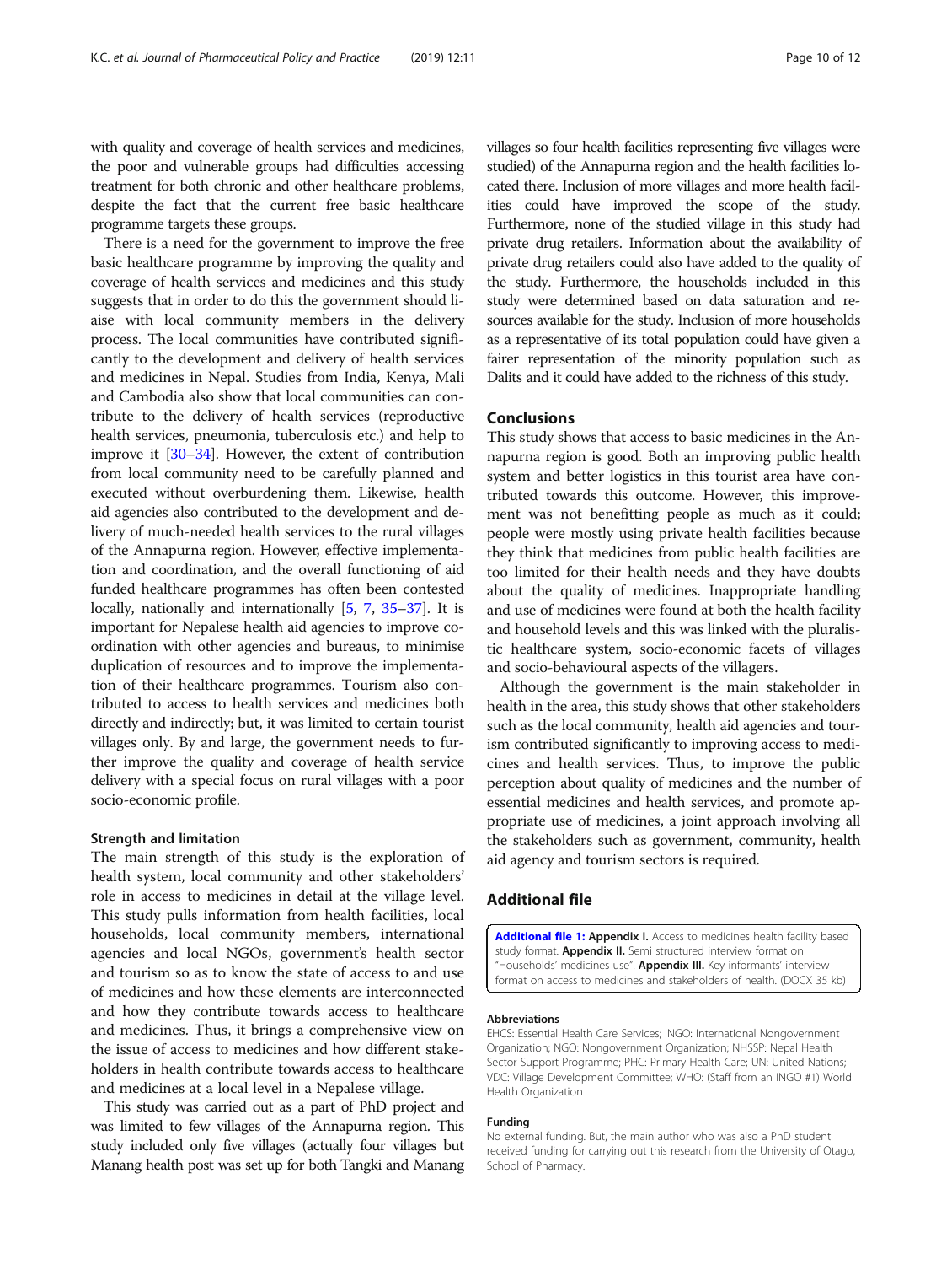with quality and coverage of health services and medicines, the poor and vulnerable groups had difficulties accessing treatment for both chronic and other healthcare problems, despite the fact that the current free basic healthcare programme targets these groups.

There is a need for the government to improve the free basic healthcare programme by improving the quality and coverage of health services and medicines and this study suggests that in order to do this the government should liaise with local community members in the delivery process. The local communities have contributed significantly to the development and delivery of health services and medicines in Nepal. Studies from India, Kenya, Mali and Cambodia also show that local communities can contribute to the delivery of health services (reproductive health services, pneumonia, tuberculosis etc.) and help to improve it [30–34]. However, the extent of contribution from local community need to be carefully planned and executed without overburdening them. Likewise, health aid agencies also contributed to the development and delivery of much-needed health services to the rural villages of the Annapurna region. However, effective implementation and coordination, and the overall functioning of aid funded healthcare programmes has often been contested locally, nationally and internationally [5, 7, 35–37]. It is important for Nepalese health aid agencies to improve coordination with other agencies and bureaus, to minimise duplication of resources and to improve the implementation of their healthcare programmes. Tourism also contributed to access to health services and medicines both directly and indirectly; but, it was limited to certain tourist villages only. By and large, the government needs to further improve the quality and coverage of health service delivery with a special focus on rural villages with a poor socio-economic profile.

### Strength and limitation

The main strength of this study is the exploration of health system, local community and other stakeholders' role in access to medicines in detail at the village level. This study pulls information from health facilities, local households, local community members, international agencies and local NGOs, government's health sector and tourism so as to know the state of access to and use of medicines and how these elements are interconnected and how they contribute towards access to healthcare and medicines. Thus, it brings a comprehensive view on the issue of access to medicines and how different stakeholders in health contribute towards access to healthcare and medicines at a local level in a Nepalese village.

This study was carried out as a part of PhD project and was limited to few villages of the Annapurna region. This study included only five villages (actually four villages but Manang health post was set up for both Tangki and Manang villages so four health facilities representing five villages were studied) of the Annapurna region and the health facilities located there. Inclusion of more villages and more health facilities could have improved the scope of the study. Furthermore, none of the studied village in this study had private drug retailers. Information about the availability of private drug retailers could also have added to the quality of the study. Furthermore, the households included in this study were determined based on data saturation and resources available for the study. Inclusion of more households as a representative of its total population could have given a fairer representation of the minority population such as Dalits and it could have added to the richness of this study.

## Conclusions

This study shows that access to basic medicines in the Annapurna region is good. Both an improving public health system and better logistics in this tourist area have contributed towards this outcome. However, this improvement was not benefitting people as much as it could; people were mostly using private health facilities because they think that medicines from public health facilities are too limited for their health needs and they have doubts about the quality of medicines. Inappropriate handling and use of medicines were found at both the health facility and household levels and this was linked with the pluralistic healthcare system, socio-economic facets of villages and socio-behavioural aspects of the villagers.

Although the government is the main stakeholder in health in the area, this study shows that other stakeholders such as the local community, health aid agencies and tourism contributed significantly to improving access to medicines and health services. Thus, to improve the public perception about quality of medicines and the number of essential medicines and health services, and promote appropriate use of medicines, a joint approach involving all the stakeholders such as government, community, health aid agency and tourism sectors is required.

## Additional file

**Additional file 1: Appendix I.** Access to medicines health facility based study format. **Appendix II.** Semi structured interview format on "Households' medicines use". **Appendix III.** Key informants' interview format on access to medicines and stakeholders of health. (DOCX 35 kb)

#### Abbreviations

EHCS: Essential Health Care Services; INGO: International Nongovernment Organization; NGO: Nongovernment Organization; NHSSP: Nepal Health Sector Support Programme; PHC: Primary Health Care; UN: United Nations; VDC: Village Development Committee; WHO: (Staff from an INGO #1) World Health Organization

#### Funding

No external funding. But, the main author who was also a PhD student received funding for carrying out this research from the University of Otago, School of Pharmacy.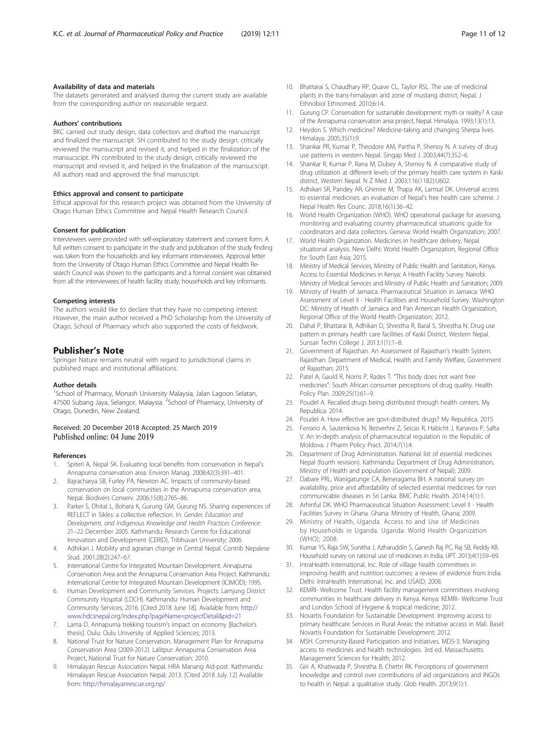#### Availability of data and materials

The datasets generated and analysed during the current study are available from the corresponding author on reasonable request.

#### Authors' contributions

BKC carried out study design, data collection and drafted the manuscript and finalized the manuscript. SH contributed to the study design, critically reviewed the mansucript and revised it, and helped in the finalization of the mansucscipt. PN contributed to the study design, critically reviewed the mansucript and revised it, and helped in the finalization of the mansucscipt. All authors read and approved the final manuscript.

#### Ethics approval and consent to participate

Ethical approval for this research project was obtained from the University of Otago Human Ethics Committee and Nepal Health Research Council.

#### Consent for publication

Interviewees were provided with self-explanatory statement and consent form. A full written consent to participate in the study and publication of the study finding was taken from the households and key informant interviewees. Approval letter from the University of Otago Human Ethics Committee and Nepal Health Research Council was shown to the participants and a formal consent was obtained from all the interviewees of health facility study, households and key informants.

#### Competing interests

The authors would like to declare that they have no competing interest. However, the main author received a PhD Scholarship from the University of Otago, School of Pharmacy which also supported the costs of fieldwork.

### Publisher's Note

Springer Nature remains neutral with regard to jurisdictional claims in published maps and institutional affiliations.

#### Author details

[1]School of Pharmacy, Monash University Malaysia, Jalan Lagoon Selatan, 47500 Subang Jaya, Selangor, Malaysia. [2]School of Pharmacy, University of Otago, Dunedin, New Zealand.

Received: 20 December 2018 Accepted: 25 March 2019
Published online: 04 June 2019

#### References

1. Spiteri A, Nepal SK. Evaluating local benefits from conservation in Nepal's Annapurna conservation area. Environ Manag. 2008;42(3):391–401.
2. Bajracharya SB, Furley PA, Newton AC. Impacts of community-based conservation on local communities in the Annapurna conservation area, Nepal. Biodivers Conserv. 2006;15(8):2765–86.
3. Parker S, Dhital L, Bohara K, Gurung GM, Gurung NS. Sharing experiences of REFLECT in Sikles: a collective reflection. In: *Gender, Education and Development, and Indigenous Knowledge and Health Practices Conference*: 21–22 December 2005. Kathmandu: Research Centre for Educational Innovation and Development (CERID), Tribhuvan University; 2006.
4. Adhikari J. Mobility and agrarian change in Central Nepal. Contrib Nepalese Stud. 2001;28(2):247–67.
5. International Centre for Integrated Mountain Development. Annapurna Conservation Area and the Annapurna Conservation Area Project. Kathmandu: International Centre for Integrated Mountain Development (ICIMOD); 1995.
6. Human Development and Community Services. Projects: Lamjung District Community Hospital (LDCH). Kathmandu: Human Development and Community Services; 2016. [Cited 2018 June 18]. Available from: http://www.hdcsnepal.org/index.php?pageName=projectDetail&pid=21
7. Lama D. Annapurna trekking tourism's impact on economy [Bachelor's thesis]. Oulu: Oulu University of Applied Sciences; 2013.
8. National Trust for Nature Conservation. Management Plan for Annapurna Conservation Area (2009-2012). Lalitpur: Annapurna Conservation Area Project, National Trust for Nature Conservation; 2010.
9. Himalayan Rescue Association Nepal. HRA Manang Aid-post. Kathmandu: Himalayan Rescue Association Nepal; 2013. [Cited 2018 July 12] Available from: http://himalayanrescue.org.np/
10. Bhattarai S, Chaudhary RP, Quave CL, Taylor RSL. The use of medicinal plants in the trans-himalayan arid zone of mustang district, Nepal. J Ethnobiol Ethnomed. 2010;6:14.
11. Gurung CP. Conservation for sustainable development: myth or reality? A case of the Annapurna conservation area project, Nepal. Himalaya. 1993;13(1):13.
12. Heydon S. Which medicine? Medicine-taking and changing Sherpa lives. Himalaya. 2005;35(1):9.
13. Shankar PR, Kumar P, Theodore AM, Partha P, Shenoy N. A survey of drug use patterns in western Nepal. Singap Med J. 2003;44(7):352–6.
14. Shankar R, Kumar P, Rana M, Dubey A, Shenoy N. A comparative study of drug utilization at different levels of the primary health care system in Kaski district, Western Nepal. N Z Med J. 2003;116(1182):U602.
15. Adhikari SR, Pandey AR, Ghimire M, Thapa AK, Lamsal DK. Universal access to essential medicines: an evaluation of Nepal's free health care scheme. J Nepal Health Res Counc. 2018;16(1):36–42.
16. World Health Organization (WHO). WHO operational package for assessing, monitoring and evaluating country pharmaceutical situations: guide for coordinators and data collectors. Geneva: World Health Organization; 2007.
17. World Health Organization. Medicines in healthcare delivery, Nepal situational analysis. New Delhi: World Health Organization, Regional Office for South East Asia; 2015.
18. Ministry of Medical Services, Ministry of Public Health and Sanitation, Kenya. Access to Essential Medicines in Kenya: A Health Facility Survey. Nairobi: Ministry of Medical Services and Ministry of Public Health and Sanitation; 2009.
19. Ministry of Health of Jamaica. Pharmaceutical Situation in Jamaica: WHO Assessment of Level II - Health Facilities and Household Survey. Washington DC: Ministry of Health of Jamaica and Pan American Health Organization, Regional Office of the World Health Organization; 2012.
20. Dahal P, Bhattarai B, Adhikari D, Shrestha R, Baral S, Shrestha N. Drug use pattern in primary health care facilities of Kaski District, Western Nepal. Sunsari Techn College J. 2013;1(1):1–8.
21. Government of Rajasthan. An Assessment of Rajasthan's Health System. Rajasthan: Department of Medical, Health and Family Welfare, Government of Rajasthan; 2015.
22. Patel A, Gauld R, Norris P, Rades T. "This body does not want free medicines": South African consumer perceptions of drug quality. Health Policy Plan. 2009;25(1):61–9.
23. Poudel A. Recalled drugs being distributed through health centers. My Republica. 2014.
24. Poudel A. How effective are govt-distributed drugs? My Republica. 2015.
25. Ferrario A, Sautenkova N, Bezverhni Z, Seicas R, Habicht J, Kanavos P, Safta V. An in-depth analysis of pharmaceutical regulation in the Republic of Moldova. J Pharm Policy Pract. 2014;7(1):4.
26. Department of Drug Administration. National list of essential medicines Nepal (fourth revision). Kathmandu: Department of Drug Administration, Ministry of Health and population (Government of Nepal); 2009.
27. Dabare PRL, Wanigatunge CA, Beneragama BH. A national survey on availability, price and affordability of selected essential medicines for non communicable diseases in Sri Lanka. BMC Public Health. 2014;14(1):1.
28. Arhinful DK. WHO Pharmaceutical Situation Assessment: Level II - Health Facilities Survey in Ghana. Ghana: Ministry of Health, Ghana; 2009.
29. Ministry of Health, Uganda. Access to and Use of Medicines by Households in Uganda. Uganda: World Health Organization (WHO); 2008.
30. Kumar YS, Raja SW, Sunitha J, Azharuddin S, Ganesh Raj PC, Raj SB, Reddy KB. Household survey on rational use of medicines in India. IJPT. 2013;4(1):59–69.
31. IntraHealth International, Inc. Role of village health committees in improving health and nutrition outcomes: a review of evidence from India. Delhi: IntraHealth International, Inc. and USAID; 2008.
32. KEMRI- Wellcome Trust. Health facility management committees involving communities in healthcare delivery in Kenya. Kenya: KEMRI- Wellcome Trust and London School of Hygiene & tropical medicine; 2012.
33. Novartis Foundation for Sustainable Development. Improving access to primary healthcare Services in Rural Areas: the initiative access in Mali. Basel: Novartis Foundation for Sustainable Development; 2012.
34. MSH. Community-Based Participation and Initiatives. MDS-3: Managing access to medicines and health technologies. 3rd ed. Massachusetts: Management Sciences for Health; 2012.
35. Giri A, Khatiwada P, Shrestha B, Chettri RK. Perceptions of government knowledge and control over contributions of aid organizations and INGOs to health in Nepal: a qualitative study. Glob Health. 2013;9(1):1.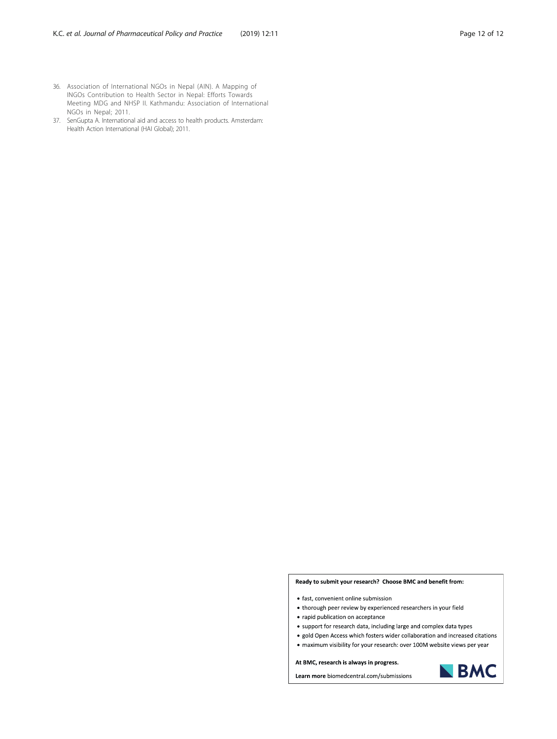36. Association of International NGOs in Nepal (AIN). A Mapping of INGOs Contribution to Health Sector in Nepal: Efforts Towards Meeting MDG and NHSP II. Kathmandu: Association of International NGOs in Nepal; 2011.
37. SenGupta A. International aid and access to health products. Amsterdam: Health Action International (HAI Global); 2011.

**Ready to submit your research? Choose BMC and benefit from:**

- fast, convenient online submission
- thorough peer review by experienced researchers in your field
- rapid publication on acceptance
- support for research data, including large and complex data types
- gold Open Access which fosters wider collaboration and increased citations
- maximum visibility for your research: over 100M website views per year

**At BMC, research is always in progress.**

**Learn more** biomedcentral.com/submissions

BMC